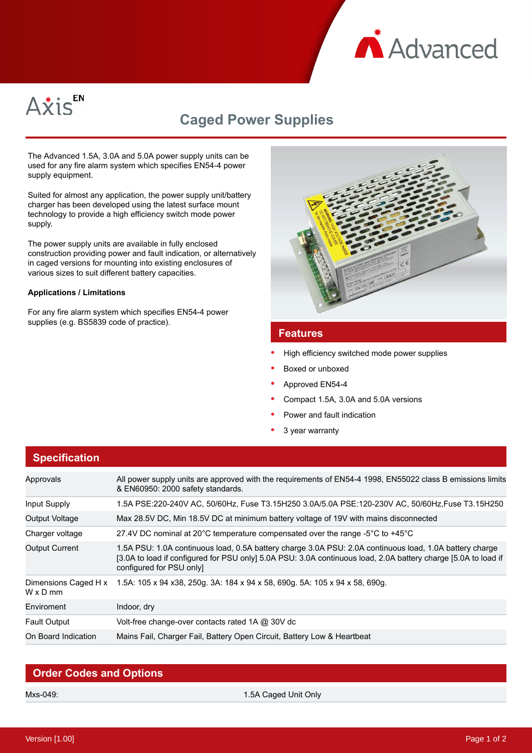Axis EN

# Caged Power Supplies

The Advanced 1.5A, 3.0A and 5.0A power supply units can be used for any fire alarm system which specifies EN54-4 power supply equipment.

Suited for almost any application, the power supply unit/battery charger has been developed using the latest surface mount technology to provide a high efficiency switch mode power supply.

The power supply units are available in fully enclosed construction providing power and fault indication, or alternatively in caged versions for mounting into existing enclosures of various sizes to suit different battery capacities.

**Applications / Limitations**

For any fire alarm system which specifies EN54-4 power supplies (e.g. BS5839 code of practice).

## Features

- High efficiency switched mode power supplies
- Boxed or unboxed
- Approved EN54-4
- Compact 1.5A, 3.0A and 5.0A versions
- Power and fault indication
- 3 year warranty

## Specification

| | |
|---|---|
| Approvals | All power supply units are approved with the requirements of EN54-4 1998, EN55022 class B emissions limits & EN60950: 2000 safety standards. |
| Input Supply | 1.5A PSE:220-240V AC, 50/60Hz, Fuse T3.15H250 3.0A/5.0A PSE:120-230V AC, 50/60Hz,Fuse T3.15H250 |
| Output Voltage | Max 28.5V DC, Min 18.5V DC at minimum battery voltage of 19V with mains disconnected |
| Charger voltage | 27.4V DC nominal at 20°C temperature compensated over the range -5°C to +45°C |
| Output Current | 1.5A PSU: 1.0A continuous load, 0.5A battery charge 3.0A PSU: 2.0A continuous load, 1.0A battery charge [3.0A to load if configured for PSU only] 5.0A PSU: 3.0A continuous load, 2.0A battery charge [5.0A to load if configured for PSU only] |
| Dimensions Caged H x W x D mm | 1.5A: 105 x 94 x38, 250g. 3A: 184 x 94 x 58, 690g. 5A: 105 x 94 x 58, 690g. |
| Enviroment | Indoor, dry |
| Fault Output | Volt-free change-over contacts rated 1A @ 30V dc |
| On Board Indication | Mains Fail, Charger Fail, Battery Open Circuit, Battery Low & Heartbeat |

## Order Codes and Options

| | |
|---|---|
| Mxs-049: | 1.5A Caged Unit Only |

Version [1.00]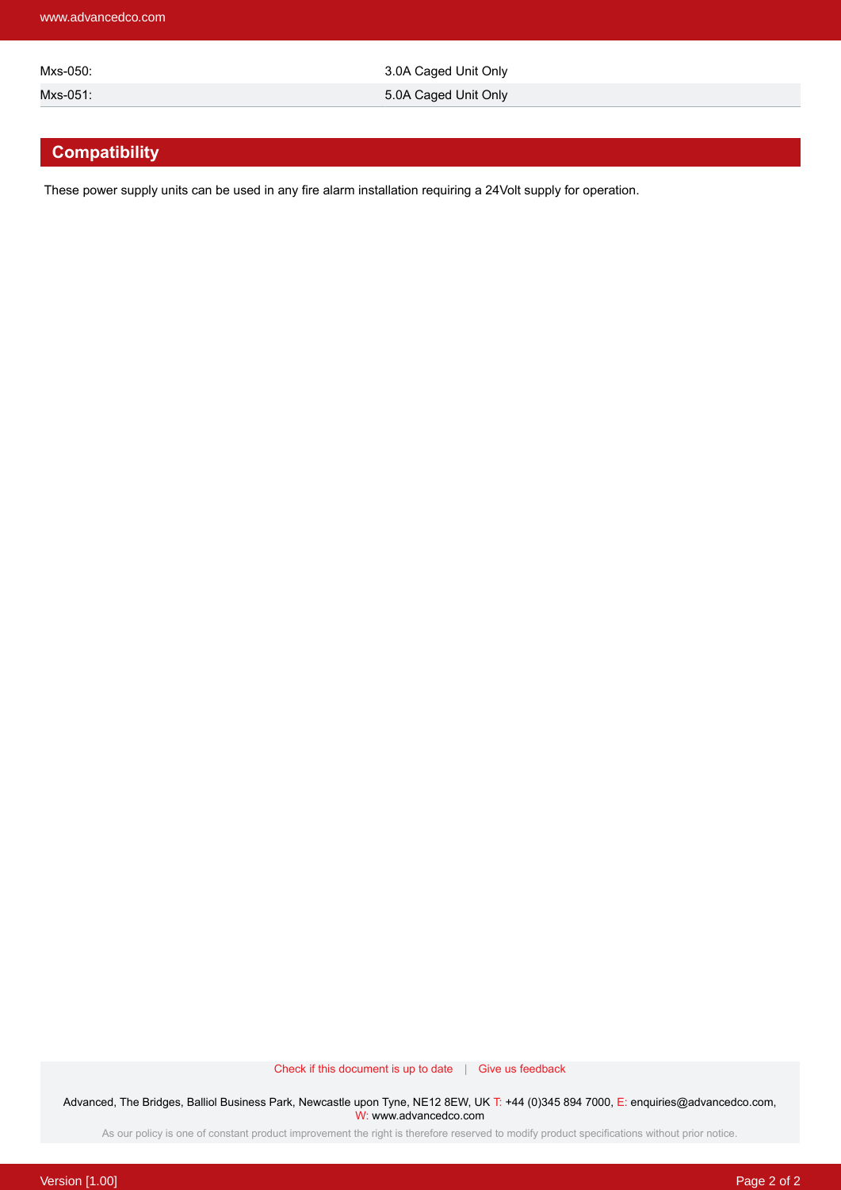| | |
|---|---|
| Mxs-050: | 3.0A Caged Unit Only |
| Mxs-051: | 5.0A Caged Unit Only |

## Compatibility

These power supply units can be used in any fire alarm installation requiring a 24Volt supply for operation.

Check if this document is up to date | Give us feedback

Advanced, The Bridges, Balliol Business Park, Newcastle upon Tyne, NE12 8EW, UK T: +44 (0)345 894 7000, E: enquiries@advancedco.com, W: www.advancedco.com

As our policy is one of constant product improvement the right is therefore reserved to modify product specifications without prior notice.

Version [1.00]